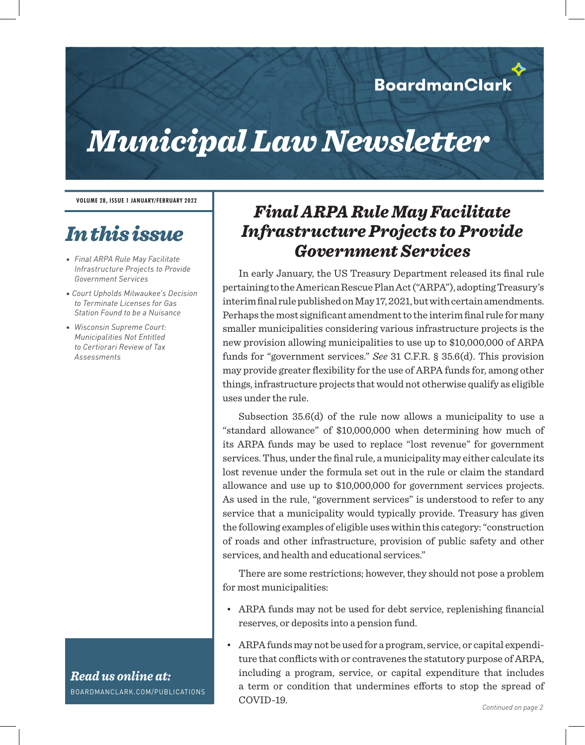BoardmanClark

# *Municipal Law Newsletter*

**VOLUME 28, ISSUE 1 JANUARY/FEBRUARY 2022**

## *In this issue*

- *Final ARPA Rule May Facilitate Infrastructure Projects to Provide Government Services*
- *Court Upholds Milwaukee's Decision to Terminate Licenses for Gas Station Found to be a Nuisance*
- *Wisconsin Supreme Court: Municipalities Not Entitled to Certiorari Review of Tax Assessments*

***Read us online at:***
BOARDMANCLARK.COM/PUBLICATIONS

## *Final ARPA Rule May Facilitate Infrastructure Projects to Provide Government Services*

In early January, the US Treasury Department released its final rule pertaining to the American Rescue Plan Act ("ARPA"), adopting Treasury's interim final rule published on May 17, 2021, but with certain amendments. Perhaps the most significant amendment to the interim final rule for many smaller municipalities considering various infrastructure projects is the new provision allowing municipalities to use up to $10,000,000 of ARPA funds for "government services." *See* 31 C.F.R. § 35.6(d). This provision may provide greater flexibility for the use of ARPA funds for, among other things, infrastructure projects that would not otherwise qualify as eligible uses under the rule.

Subsection 35.6(d) of the rule now allows a municipality to use a "standard allowance" of $10,000,000 when determining how much of its ARPA funds may be used to replace "lost revenue" for government services. Thus, under the final rule, a municipality may either calculate its lost revenue under the formula set out in the rule or claim the standard allowance and use up to $10,000,000 for government services projects. As used in the rule, "government services" is understood to refer to any service that a municipality would typically provide. Treasury has given the following examples of eligible uses within this category: "construction of roads and other infrastructure, provision of public safety and other services, and health and educational services."

There are some restrictions; however, they should not pose a problem for most municipalities:

- ARPA funds may not be used for debt service, replenishing financial reserves, or deposits into a pension fund.
- ARPA funds may not be used for a program, service, or capital expenditure that conflicts with or contravenes the statutory purpose of ARPA, including a program, service, or capital expenditure that includes a term or condition that undermines efforts to stop the spread of COVID-19.

*Continued on page 2*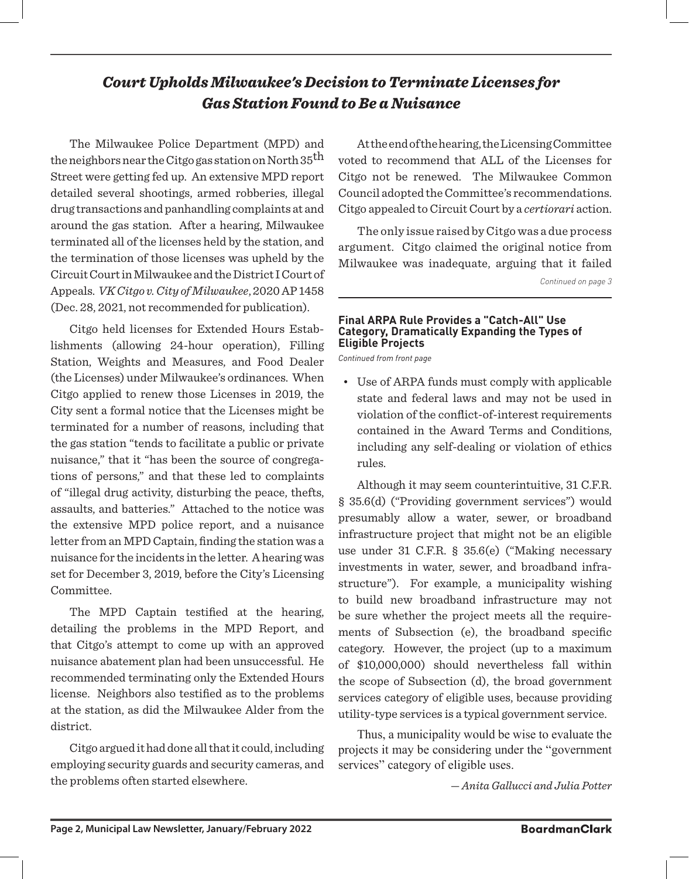## *Court Upholds Milwaukee's Decision to Terminate Licenses for Gas Station Found to Be a Nuisance*

The Milwaukee Police Department (MPD) and the neighbors near the Citgo gas station on North 35th Street were getting fed up. An extensive MPD report detailed several shootings, armed robberies, illegal drug transactions and panhandling complaints at and around the gas station. After a hearing, Milwaukee terminated all of the licenses held by the station, and the termination of those licenses was upheld by the Circuit Court in Milwaukee and the District I Court of Appeals. *VK Citgo v. City of Milwaukee*, 2020 AP 1458 (Dec. 28, 2021, not recommended for publication).

Citgo held licenses for Extended Hours Establishments (allowing 24-hour operation), Filling Station, Weights and Measures, and Food Dealer (the Licenses) under Milwaukee's ordinances. When Citgo applied to renew those Licenses in 2019, the City sent a formal notice that the Licenses might be terminated for a number of reasons, including that the gas station "tends to facilitate a public or private nuisance," that it "has been the source of congregations of persons," and that these led to complaints of "illegal drug activity, disturbing the peace, thefts, assaults, and batteries." Attached to the notice was the extensive MPD police report, and a nuisance letter from an MPD Captain, finding the station was a nuisance for the incidents in the letter. A hearing was set for December 3, 2019, before the City's Licensing Committee.

The MPD Captain testified at the hearing, detailing the problems in the MPD Report, and that Citgo's attempt to come up with an approved nuisance abatement plan had been unsuccessful. He recommended terminating only the Extended Hours license. Neighbors also testified as to the problems at the station, as did the Milwaukee Alder from the district.

Citgo argued it had done all that it could, including employing security guards and security cameras, and the problems often started elsewhere.

At the end of the hearing, the Licensing Committee voted to recommend that ALL of the Licenses for Citgo not be renewed. The Milwaukee Common Council adopted the Committee's recommendations. Citgo appealed to Circuit Court by a *certiorari* action.

The only issue raised by Citgo was a due process argument. Citgo claimed the original notice from Milwaukee was inadequate, arguing that it failed

*Continued on page 3*

---

#### Final ARPA Rule Provides a "Catch-All" Use Category, Dramatically Expanding the Types of Eligible Projects

*Continued from front page*

- Use of ARPA funds must comply with applicable state and federal laws and may not be used in violation of the conflict-of-interest requirements contained in the Award Terms and Conditions, including any self-dealing or violation of ethics rules.

Although it may seem counterintuitive, 31 C.F.R. § 35.6(d) ("Providing government services") would presumably allow a water, sewer, or broadband infrastructure project that might not be an eligible use under 31 C.F.R. § 35.6(e) ("Making necessary investments in water, sewer, and broadband infrastructure"). For example, a municipality wishing to build new broadband infrastructure may not be sure whether the project meets all the requirements of Subsection (e), the broadband specific category. However, the project (up to a maximum of $10,000,000) should nevertheless fall within the scope of Subsection (d), the broad government services category of eligible uses, because providing utility-type services is a typical government service.

Thus, a municipality would be wise to evaluate the projects it may be considering under the "government services" category of eligible uses.

*— Anita Gallucci and Julia Potter*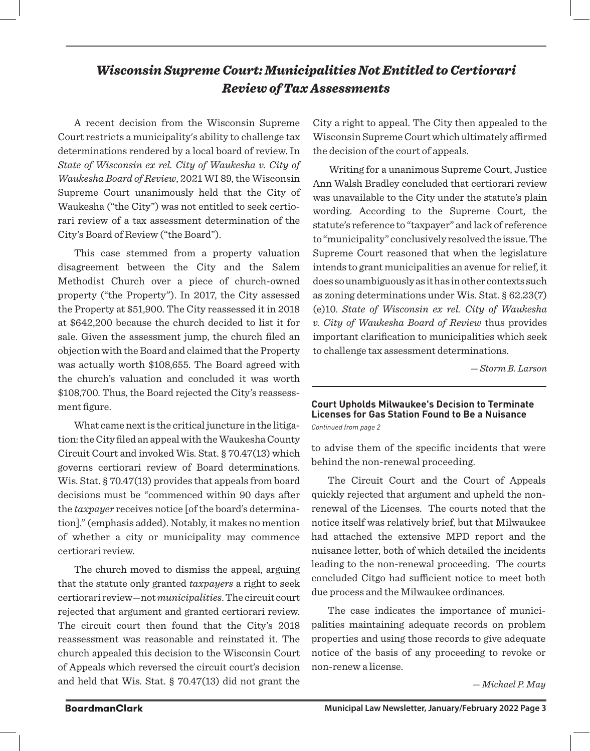## *Wisconsin Supreme Court: Municipalities Not Entitled to Certiorari Review of Tax Assessments*

A recent decision from the Wisconsin Supreme Court restricts a municipality's ability to challenge tax determinations rendered by a local board of review. In *State of Wisconsin ex rel. City of Waukesha v. City of Waukesha Board of Review*, 2021 WI 89, the Wisconsin Supreme Court unanimously held that the City of Waukesha ("the City") was not entitled to seek certiorari review of a tax assessment determination of the City's Board of Review ("the Board").

This case stemmed from a property valuation disagreement between the City and the Salem Methodist Church over a piece of church-owned property ("the Property"). In 2017, the City assessed the Property at $51,900. The City reassessed it in 2018 at $642,200 because the church decided to list it for sale. Given the assessment jump, the church filed an objection with the Board and claimed that the Property was actually worth $108,655. The Board agreed with the church's valuation and concluded it was worth $108,700. Thus, the Board rejected the City's reassessment figure.

What came next is the critical juncture in the litigation: the City filed an appeal with the Waukesha County Circuit Court and invoked Wis. Stat. § 70.47(13) which governs certiorari review of Board determinations. Wis. Stat. § 70.47(13) provides that appeals from board decisions must be "commenced within 90 days after the *taxpayer* receives notice [of the board's determination]." (emphasis added). Notably, it makes no mention of whether a city or municipality may commence certiorari review.

The church moved to dismiss the appeal, arguing that the statute only granted *taxpayers* a right to seek certiorari review—not *municipalities*. The circuit court rejected that argument and granted certiorari review. The circuit court then found that the City's 2018 reassessment was reasonable and reinstated it. The church appealed this decision to the Wisconsin Court of Appeals which reversed the circuit court's decision and held that Wis. Stat. § 70.47(13) did not grant the City a right to appeal. The City then appealed to the Wisconsin Supreme Court which ultimately affirmed the decision of the court of appeals.

Writing for a unanimous Supreme Court, Justice Ann Walsh Bradley concluded that certiorari review was unavailable to the City under the statute's plain wording. According to the Supreme Court, the statute's reference to "taxpayer" and lack of reference to "municipality" conclusively resolved the issue. The Supreme Court reasoned that when the legislature intends to grant municipalities an avenue for relief, it does so unambiguously as it has in other contexts such as zoning determinations under Wis. Stat. § 62.23(7)(e)10. *State of Wisconsin ex rel. City of Waukesha v. City of Waukesha Board of Review* thus provides important clarification to municipalities which seek to challenge tax assessment determinations.

*— Storm B. Larson*

### Court Upholds Milwaukee's Decision to Terminate Licenses for Gas Station Found to Be a Nuisance

*Continued from page 2*

to advise them of the specific incidents that were behind the non-renewal proceeding.

The Circuit Court and the Court of Appeals quickly rejected that argument and upheld the non-renewal of the Licenses. The courts noted that the notice itself was relatively brief, but that Milwaukee had attached the extensive MPD report and the nuisance letter, both of which detailed the incidents leading to the non-renewal proceeding. The courts concluded Citgo had sufficient notice to meet both due process and the Milwaukee ordinances.

The case indicates the importance of municipalities maintaining adequate records on problem properties and using those records to give adequate notice of the basis of any proceeding to revoke or non-renew a license.

*— Michael P. May*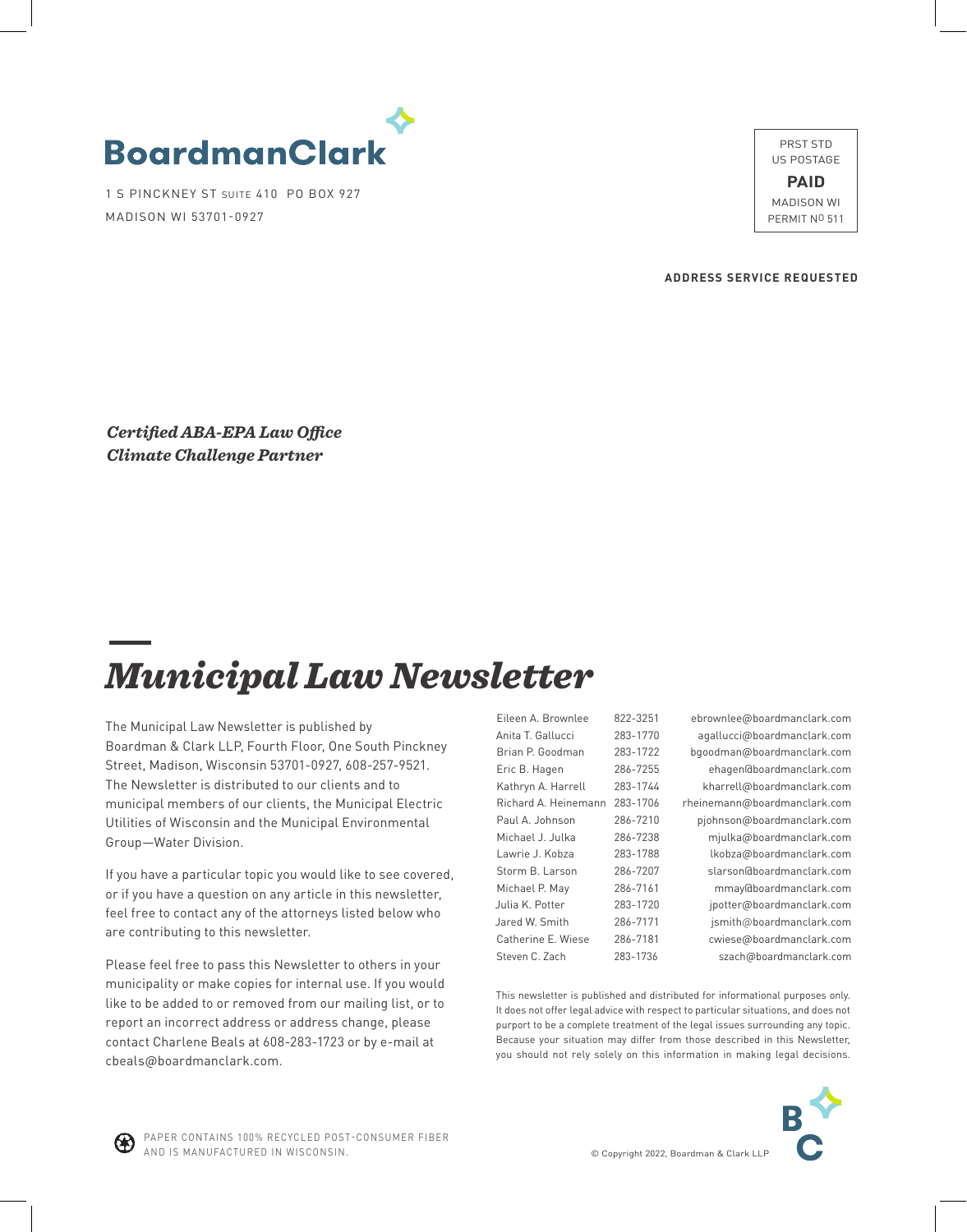# BoardmanClark

1 S PINCKNEY ST SUITE 410 PO BOX 927
MADISON WI 53701-0927

PRST STD
US POSTAGE
**PAID**
MADISON WI
PERMIT NO 511

**ADDRESS SERVICE REQUESTED**

***Certified ABA-EPA Law Office***
***Climate Challenge Partner***

## *Municipal Law Newsletter*

The Municipal Law Newsletter is published by Boardman & Clark LLP, Fourth Floor, One South Pinckney Street, Madison, Wisconsin 53701-0927, 608-257-9521. The Newsletter is distributed to our clients and to municipal members of our clients, the Municipal Electric Utilities of Wisconsin and the Municipal Environmental Group—Water Division.

If you have a particular topic you would like to see covered, or if you have a question on any article in this newsletter, feel free to contact any of the attorneys listed below who are contributing to this newsletter.

Please feel free to pass this Newsletter to others in your municipality or make copies for internal use. If you would like to be added to or removed from our mailing list, or to report an incorrect address or address change, please contact Charlene Beals at 608-283-1723 or by e-mail at cbeals@boardmanclark.com.

| | | |
|---|---|---|
| Eileen A. Brownlee | 822-3251 | ebrownlee@boardmanclark.com |
| Anita T. Gallucci | 283-1770 | agallucci@boardmanclark.com |
| Brian P. Goodman | 283-1722 | bgoodman@boardmanclark.com |
| Eric B. Hagen | 286-7255 | ehagen@boardmanclark.com |
| Kathryn A. Harrell | 283-1744 | kharrell@boardmanclark.com |
| Richard A. Heinemann | 283-1706 | rheinemann@boardmanclark.com |
| Paul A. Johnson | 286-7210 | pjohnson@boardmanclark.com |
| Michael J. Julka | 286-7238 | mjulka@boardmanclark.com |
| Lawrie J. Kobza | 283-1788 | lkobza@boardmanclark.com |
| Storm B. Larson | 286-7207 | slarson@boardmanclark.com |
| Michael P. May | 286-7161 | mmay@boardmanclark.com |
| Julia K. Potter | 283-1720 | jpotter@boardmanclark.com |
| Jared W. Smith | 286-7171 | jsmith@boardmanclark.com |
| Catherine E. Wiese | 286-7181 | cwiese@boardmanclark.com |
| Steven C. Zach | 283-1736 | szach@boardmanclark.com |

This newsletter is published and distributed for informational purposes only. It does not offer legal advice with respect to particular situations, and does not purport to be a complete treatment of the legal issues surrounding any topic. Because your situation may differ from those described in this Newsletter, you should not rely solely on this information in making legal decisions.

PAPER CONTAINS 100% RECYCLED POST-CONSUMER FIBER AND IS MANUFACTURED IN WISCONSIN.

© Copyright 2022, Boardman & Clark LLP